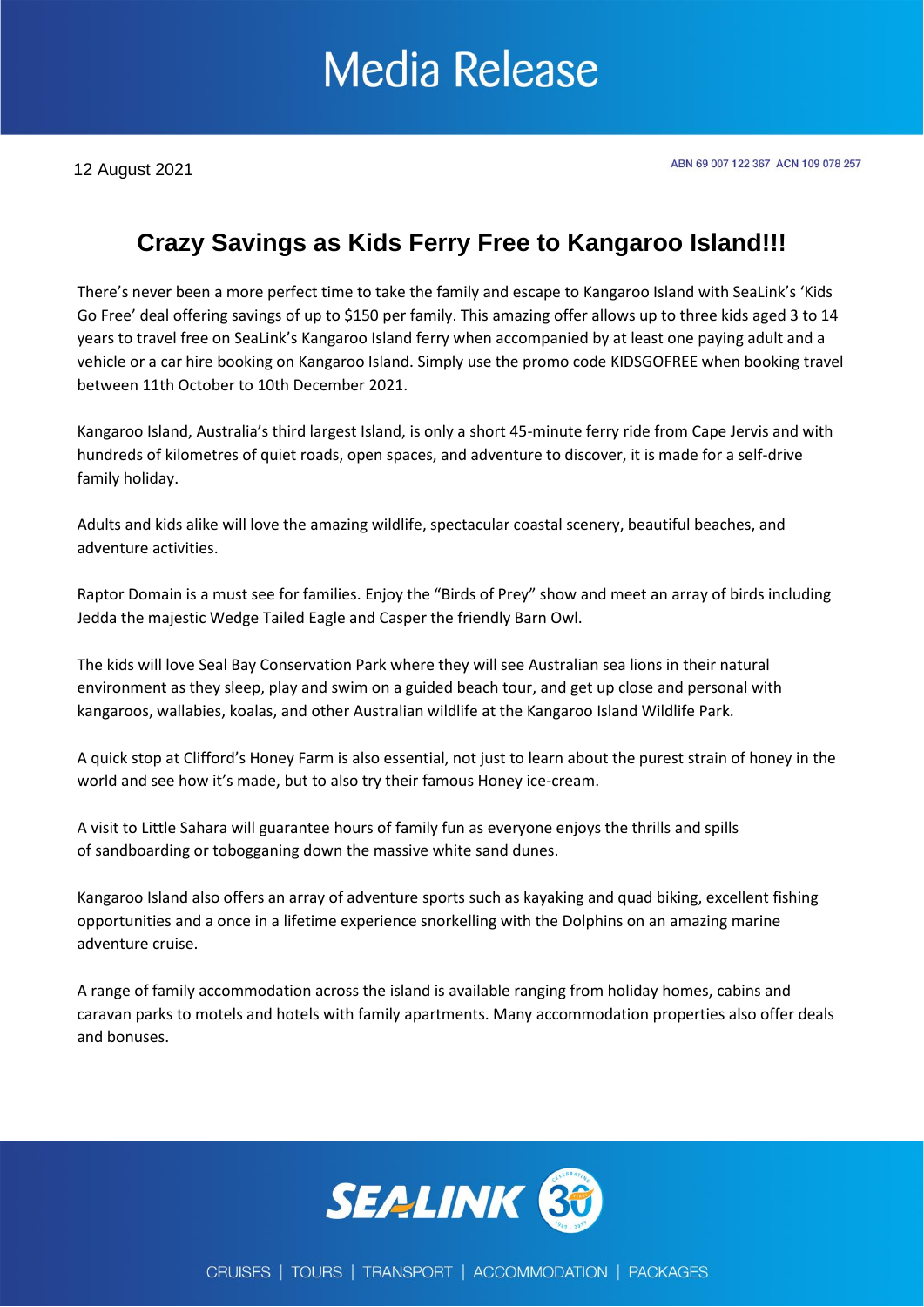# Media Release

12 August 2021

ABN 69 007 122 367 ACN 109 078 257

## Crazy Savings as Kids Ferry Free to Kangaroo Island!!!

There's never been a more perfect time to take the family and escape to Kangaroo Island with SeaLink's 'Kids Go Free' deal offering savings of up to $150 per family. This amazing offer allows up to three kids aged 3 to 14 years to travel free on SeaLink's Kangaroo Island ferry when accompanied by at least one paying adult and a vehicle or a car hire booking on Kangaroo Island. Simply use the promo code KIDSGOFREE when booking travel between 11th October to 10th December 2021.

Kangaroo Island, Australia's third largest Island, is only a short 45-minute ferry ride from Cape Jervis and with hundreds of kilometres of quiet roads, open spaces, and adventure to discover, it is made for a self-drive family holiday.

Adults and kids alike will love the amazing wildlife, spectacular coastal scenery, beautiful beaches, and adventure activities.

Raptor Domain is a must see for families. Enjoy the "Birds of Prey" show and meet an array of birds including Jedda the majestic Wedge Tailed Eagle and Casper the friendly Barn Owl.

The kids will love Seal Bay Conservation Park where they will see Australian sea lions in their natural environment as they sleep, play and swim on a guided beach tour, and get up close and personal with kangaroos, wallabies, koalas, and other Australian wildlife at the Kangaroo Island Wildlife Park.

A quick stop at Clifford's Honey Farm is also essential, not just to learn about the purest strain of honey in the world and see how it's made, but to also try their famous Honey ice-cream.

A visit to Little Sahara will guarantee hours of family fun as everyone enjoys the thrills and spills of sandboarding or tobogganing down the massive white sand dunes.

Kangaroo Island also offers an array of adventure sports such as kayaking and quad biking, excellent fishing opportunities and a once in a lifetime experience snorkelling with the Dolphins on an amazing marine adventure cruise.

A range of family accommodation across the island is available ranging from holiday homes, cabins and caravan parks to motels and hotels with family apartments. Many accommodation properties also offer deals and bonuses.

SEALINK

CRUISES | TOURS | TRANSPORT | ACCOMMODATION | PACKAGES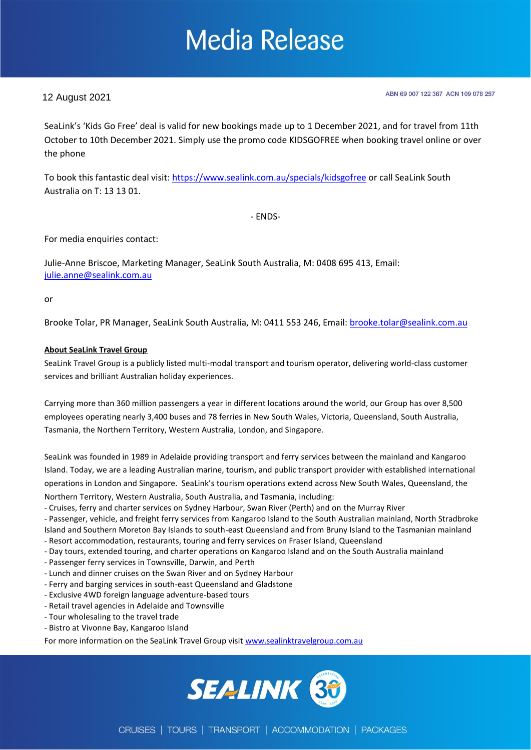12 August 2021

ABN 69 007 122 367 ACN 109 078 257

SeaLink's 'Kids Go Free' deal is valid for new bookings made up to 1 December 2021, and for travel from 11th October to 10th December 2021. Simply use the promo code KIDSGOFREE when booking travel online or over the phone

To book this fantastic deal visit: https://www.sealink.com.au/specials/kidsgofree or call SeaLink South Australia on T: 13 13 01.

- ENDS-

For media enquiries contact:

Julie-Anne Briscoe, Marketing Manager, SeaLink South Australia, M: 0408 695 413, Email: julie.anne@sealink.com.au

or

Brooke Tolar, PR Manager, SeaLink South Australia, M: 0411 553 246, Email: brooke.tolar@sealink.com.au

**About SeaLink Travel Group**

SeaLink Travel Group is a publicly listed multi-modal transport and tourism operator, delivering world-class customer services and brilliant Australian holiday experiences.

Carrying more than 360 million passengers a year in different locations around the world, our Group has over 8,500 employees operating nearly 3,400 buses and 78 ferries in New South Wales, Victoria, Queensland, South Australia, Tasmania, the Northern Territory, Western Australia, London, and Singapore.

SeaLink was founded in 1989 in Adelaide providing transport and ferry services between the mainland and Kangaroo Island. Today, we are a leading Australian marine, tourism, and public transport provider with established international operations in London and Singapore. SeaLink's tourism operations extend across New South Wales, Queensland, the Northern Territory, Western Australia, South Australia, and Tasmania, including:

- Cruises, ferry and charter services on Sydney Harbour, Swan River (Perth) and on the Murray River
- Passenger, vehicle, and freight ferry services from Kangaroo Island to the South Australian mainland, North Stradbroke Island and Southern Moreton Bay Islands to south-east Queensland and from Bruny Island to the Tasmanian mainland
- Resort accommodation, restaurants, touring and ferry services on Fraser Island, Queensland
- Day tours, extended touring, and charter operations on Kangaroo Island and on the South Australia mainland
- Passenger ferry services in Townsville, Darwin, and Perth
- Lunch and dinner cruises on the Swan River and on Sydney Harbour
- Ferry and barging services in south-east Queensland and Gladstone
- Exclusive 4WD foreign language adventure-based tours
- Retail travel agencies in Adelaide and Townsville
- Tour wholesaling to the travel trade
- Bistro at Vivonne Bay, Kangaroo Island

For more information on the SeaLink Travel Group visit www.sealinktravelgroup.com.au

CRUISES | TOURS | TRANSPORT | ACCOMMODATION | PACKAGES